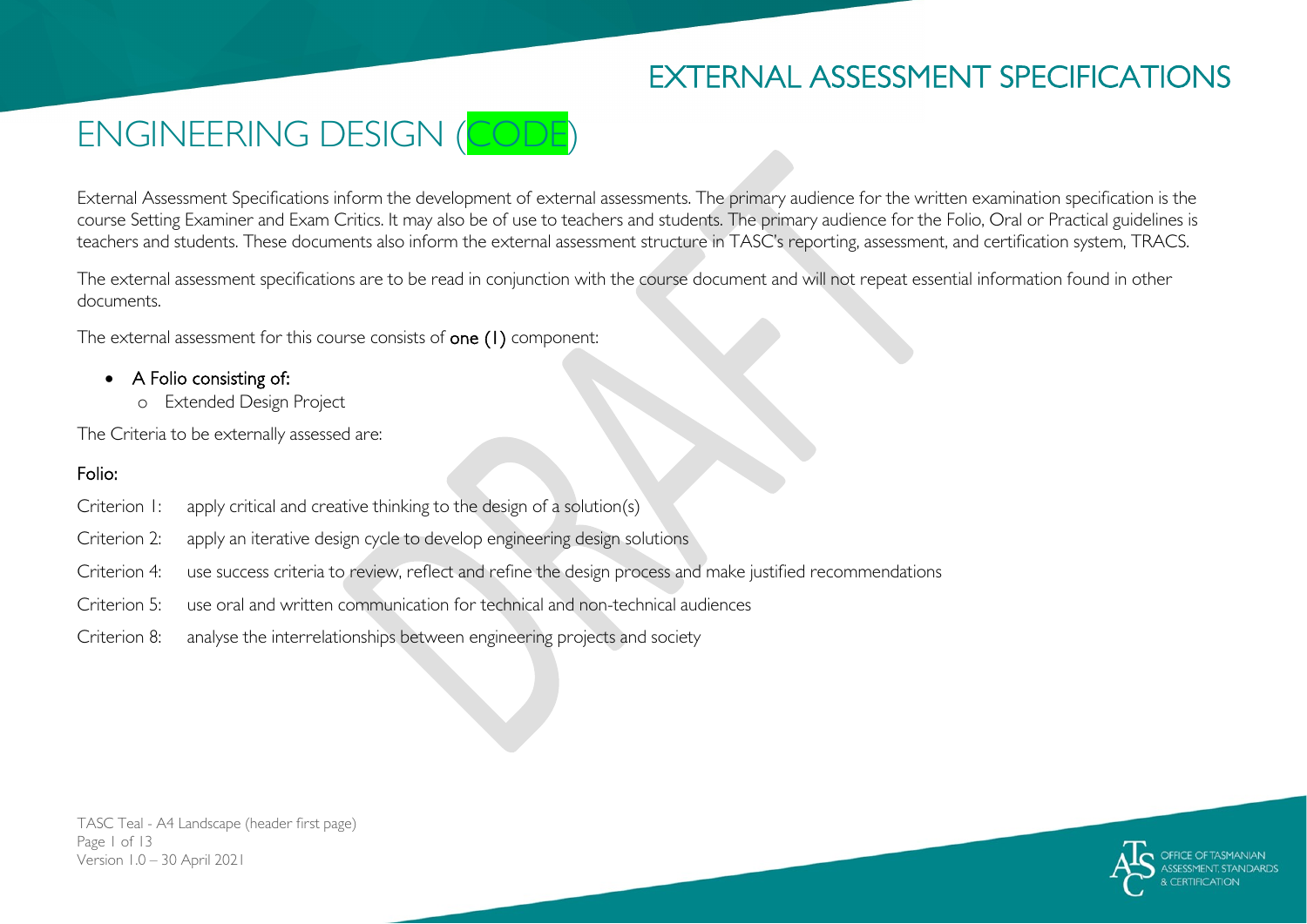EXTERNAL ASSESSMENT SPECIFICATIONS

# ENGINEERING DESIGN (CODE)

External Assessment Specifications inform the development of external assessments. The primary audience for the written examination specification is the course Setting Examiner and Exam Critics. It may also be of use to teachers and students. The primary audience for the Folio, Oral or Practical guidelines is teachers and students. These documents also inform the external assessment structure in TASC's reporting, assessment, and certification system, TRACS.

The external assessment specifications are to be read in conjunction with the course document and will not repeat essential information found in other documents.

The external assessment for this course consists of **one (1)** component:

- A Folio consisting of:
  - Extended Design Project

The Criteria to be externally assessed are:

**Folio:**

Criterion 1: apply critical and creative thinking to the design of a solution(s)

Criterion 2: apply an iterative design cycle to develop engineering design solutions

Criterion 4: use success criteria to review, reflect and refine the design process and make justified recommendations

Criterion 5: use oral and written communication for technical and non-technical audiences

Criterion 8: analyse the interrelationships between engineering projects and society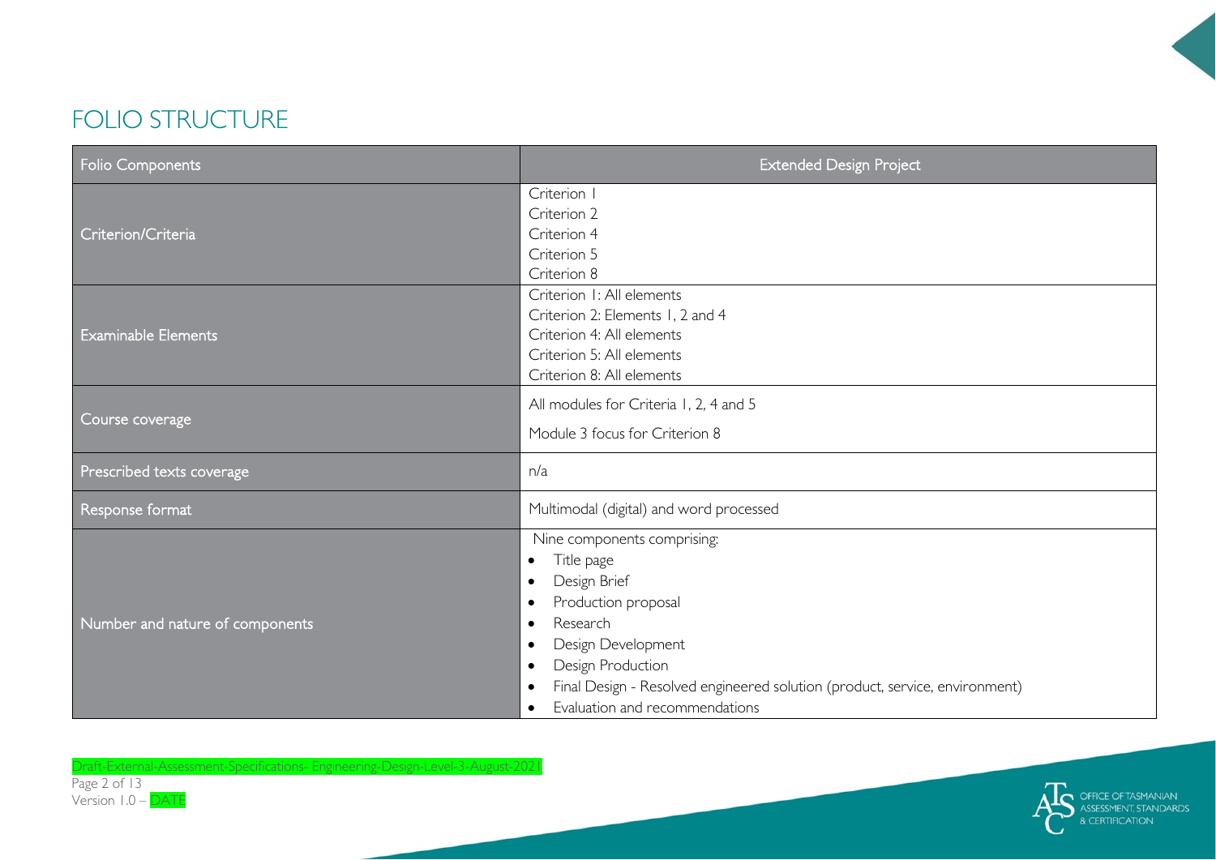# FOLIO STRUCTURE

| Folio Components | Extended Design Project |
|---|---|
| Criterion/Criteria | Criterion 1<br>Criterion 2<br>Criterion 4<br>Criterion 5<br>Criterion 8 |
| Examinable Elements | Criterion 1: All elements<br>Criterion 2: Elements 1, 2 and 4<br>Criterion 4: All elements<br>Criterion 5: All elements<br>Criterion 8: All elements |
| Course coverage | All modules for Criteria 1, 2, 4 and 5<br><br>Module 3 focus for Criterion 8 |
| Prescribed texts coverage | n/a |
| Response format | Multimodal (digital) and word processed |
| Number and nature of components | Nine components comprising:<br>• Title page<br>• Design Brief<br>• Production proposal<br>• Research<br>• Design Development<br>• Design Production<br>• Final Design - Resolved engineered solution (product, service, environment)<br>• Evaluation and recommendations |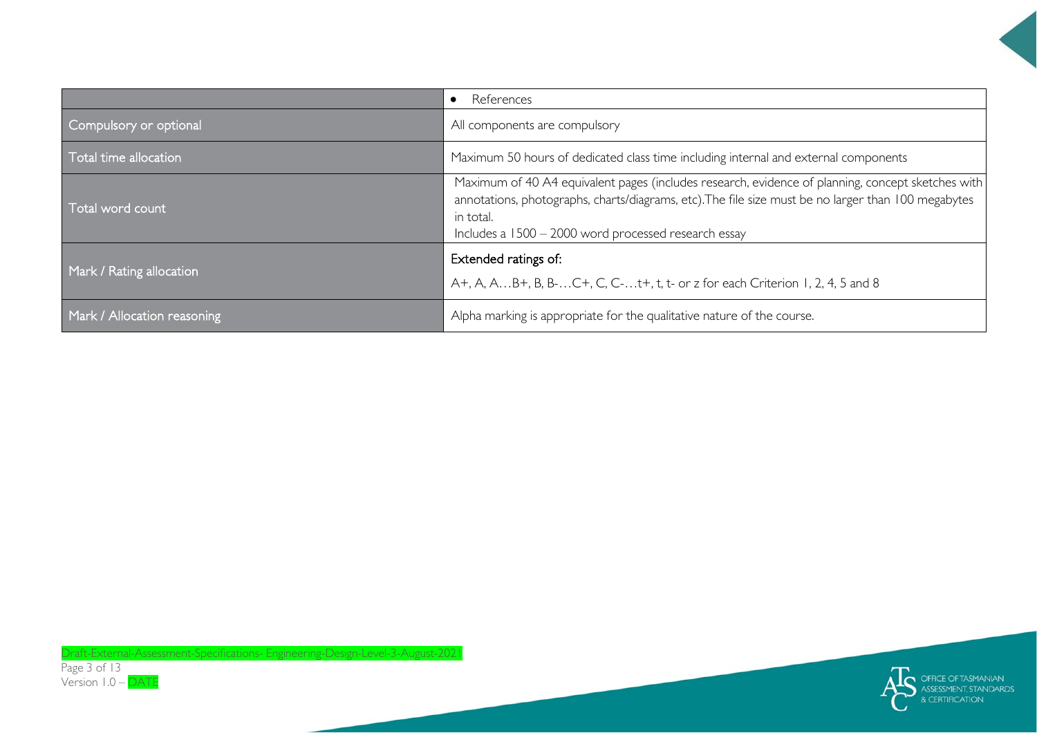| | |
|---|---|
| | • References |
| Compulsory or optional | All components are compulsory |
| Total time allocation | Maximum 50 hours of dedicated class time including internal and external components |
| Total word count | Maximum of 40 A4 equivalent pages (includes research, evidence of planning, concept sketches with annotations, photographs, charts/diagrams, etc).The file size must be no larger than 100 megabytes in total.<br>Includes a 1500 – 2000 word processed research essay |
| Mark / Rating allocation | Extended ratings of:<br>A+, A, A…B+, B, B-…C+, C, C-…t+, t, t- or z for each Criterion 1, 2, 4, 5 and 8 |
| Mark / Allocation reasoning | Alpha marking is appropriate for the qualitative nature of the course. |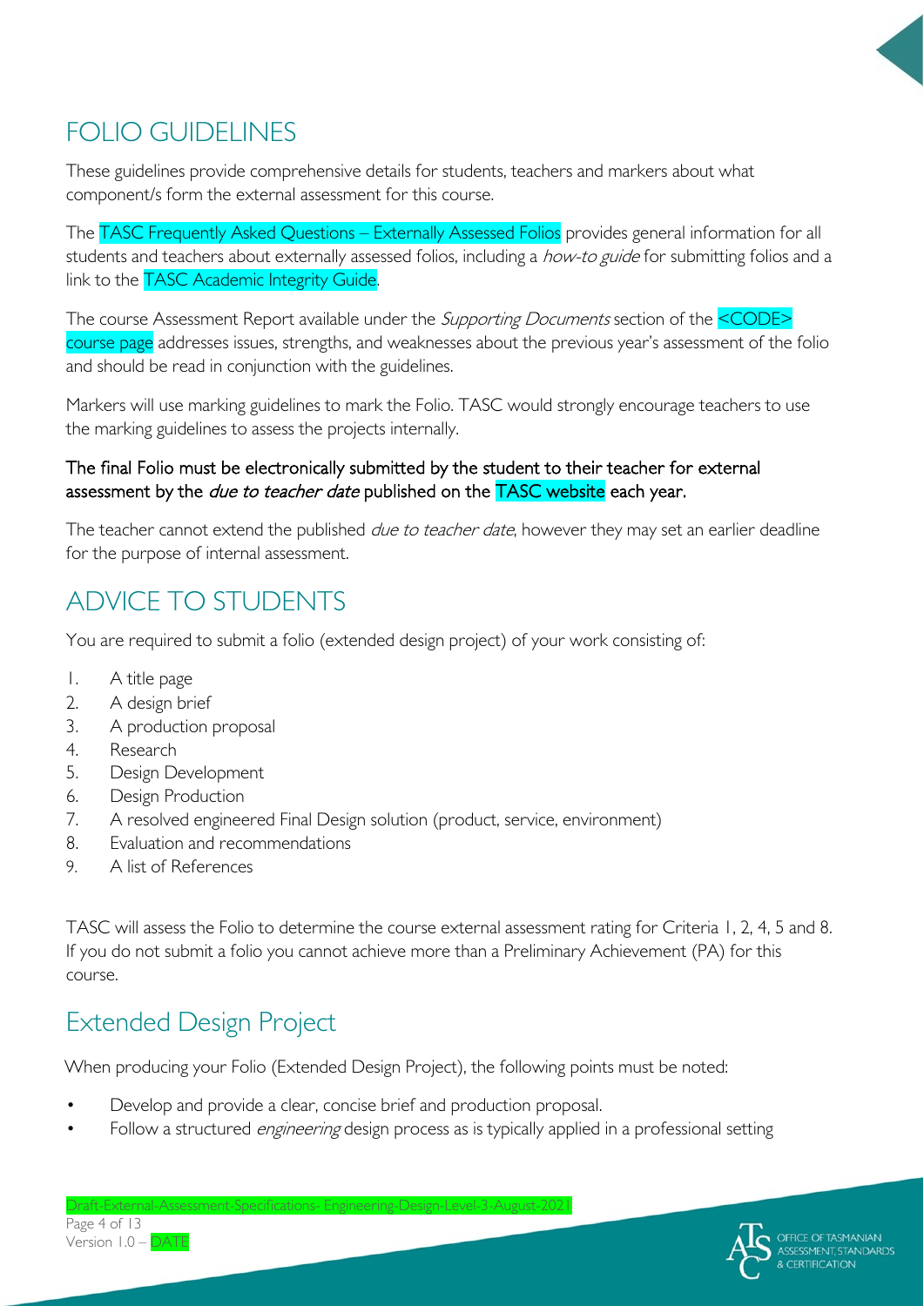# FOLIO GUIDELINES

These guidelines provide comprehensive details for students, teachers and markers about what component/s form the external assessment for this course.

The TASC Frequently Asked Questions – Externally Assessed Folios provides general information for all students and teachers about externally assessed folios, including a *how-to guide* for submitting folios and a link to the TASC Academic Integrity Guide.

The course Assessment Report available under the *Supporting Documents* section of the <CODE> course page addresses issues, strengths, and weaknesses about the previous year's assessment of the folio and should be read in conjunction with the guidelines.

Markers will use marking guidelines to mark the Folio. TASC would strongly encourage teachers to use the marking guidelines to assess the projects internally.

The final Folio must be electronically submitted by the student to their teacher for external assessment by the *due to teacher date* published on the TASC website each year.

The teacher cannot extend the published *due to teacher date*, however they may set an earlier deadline for the purpose of internal assessment.

# ADVICE TO STUDENTS

You are required to submit a folio (extended design project) of your work consisting of:

1. A title page
2. A design brief
3. A production proposal
4. Research
5. Design Development
6. Design Production
7. A resolved engineered Final Design solution (product, service, environment)
8. Evaluation and recommendations
9. A list of References

TASC will assess the Folio to determine the course external assessment rating for Criteria 1, 2, 4, 5 and 8. If you do not submit a folio you cannot achieve more than a Preliminary Achievement (PA) for this course.

## Extended Design Project

When producing your Folio (Extended Design Project), the following points must be noted:

- Develop and provide a clear, concise brief and production proposal.
- Follow a structured *engineering* design process as is typically applied in a professional setting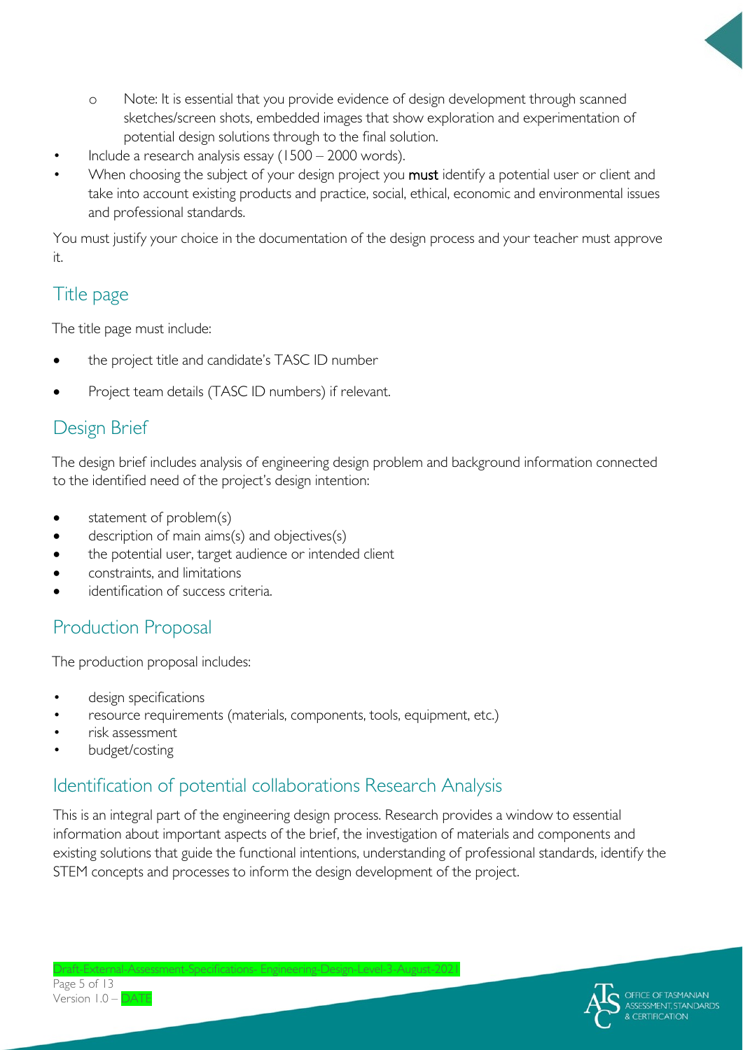- Note: It is essential that you provide evidence of design development through scanned sketches/screen shots, embedded images that show exploration and experimentation of potential design solutions through to the final solution.

- Include a research analysis essay (1500 – 2000 words).
- When choosing the subject of your design project you **must** identify a potential user or client and take into account existing products and practice, social, ethical, economic and environmental issues and professional standards.

You must justify your choice in the documentation of the design process and your teacher must approve it.

## Title page

The title page must include:

- the project title and candidate's TASC ID number
- Project team details (TASC ID numbers) if relevant.

## Design Brief

The design brief includes analysis of engineering design problem and background information connected to the identified need of the project's design intention:

- statement of problem(s)
- description of main aims(s) and objectives(s)
- the potential user, target audience or intended client
- constraints, and limitations
- identification of success criteria.

## Production Proposal

The production proposal includes:

- design specifications
- resource requirements (materials, components, tools, equipment, etc.)
- risk assessment
- budget/costing

## Identification of potential collaborations Research Analysis

This is an integral part of the engineering design process. Research provides a window to essential information about important aspects of the brief, the investigation of materials and components and existing solutions that guide the functional intentions, understanding of professional standards, identify the STEM concepts and processes to inform the design development of the project.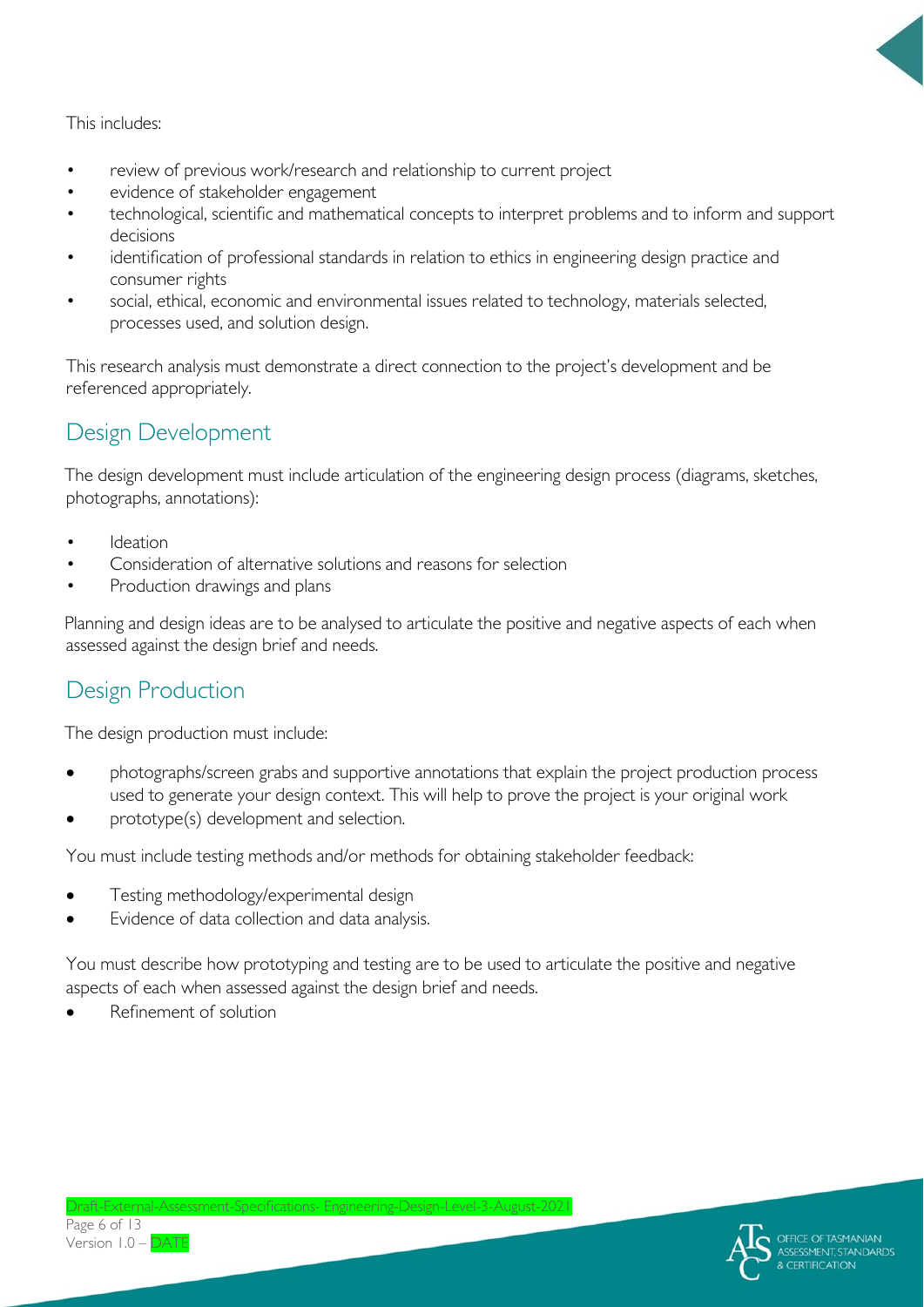This includes:

- review of previous work/research and relationship to current project
- evidence of stakeholder engagement
- technological, scientific and mathematical concepts to interpret problems and to inform and support decisions
- identification of professional standards in relation to ethics in engineering design practice and consumer rights
- social, ethical, economic and environmental issues related to technology, materials selected, processes used, and solution design.

This research analysis must demonstrate a direct connection to the project's development and be referenced appropriately.

## Design Development

The design development must include articulation of the engineering design process (diagrams, sketches, photographs, annotations):

- Ideation
- Consideration of alternative solutions and reasons for selection
- Production drawings and plans

Planning and design ideas are to be analysed to articulate the positive and negative aspects of each when assessed against the design brief and needs.

## Design Production

The design production must include:

- photographs/screen grabs and supportive annotations that explain the project production process used to generate your design context. This will help to prove the project is your original work
- prototype(s) development and selection.

You must include testing methods and/or methods for obtaining stakeholder feedback:

- Testing methodology/experimental design
- Evidence of data collection and data analysis.

You must describe how prototyping and testing are to be used to articulate the positive and negative aspects of each when assessed against the design brief and needs.

- Refinement of solution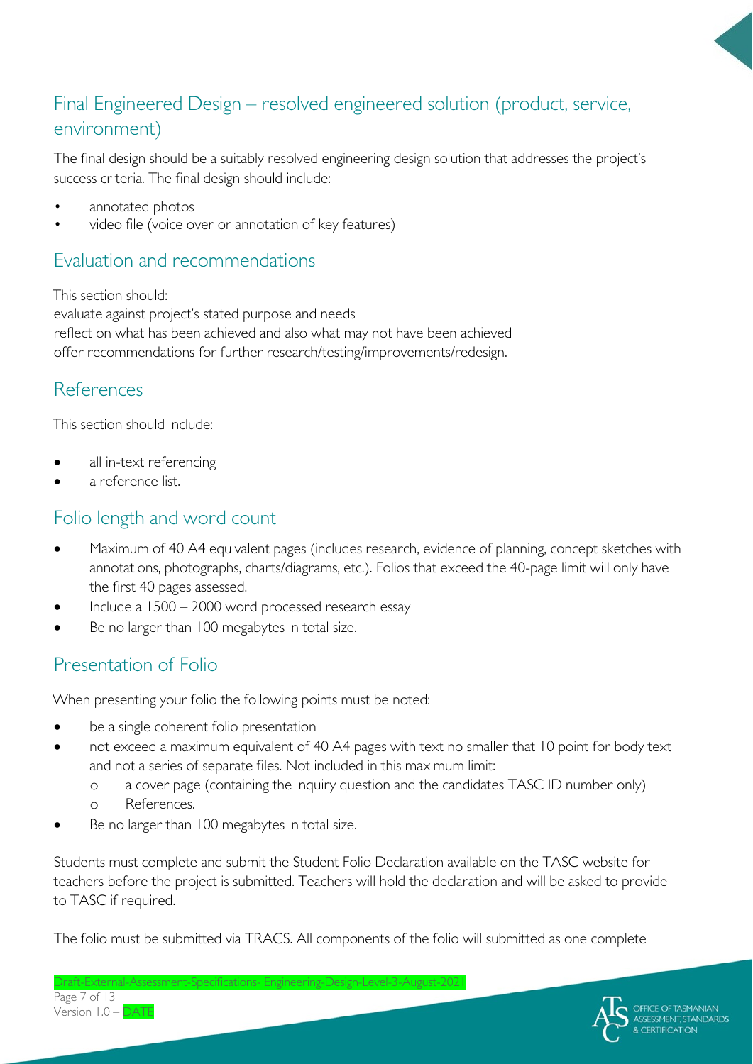## Final Engineered Design – resolved engineered solution (product, service, environment)

The final design should be a suitably resolved engineering design solution that addresses the project's success criteria. The final design should include:

- annotated photos
- video file (voice over or annotation of key features)

## Evaluation and recommendations

This section should:
evaluate against project's stated purpose and needs
reflect on what has been achieved and also what may not have been achieved
offer recommendations for further research/testing/improvements/redesign.

## References

This section should include:

- all in-text referencing
- a reference list.

## Folio length and word count

- Maximum of 40 A4 equivalent pages (includes research, evidence of planning, concept sketches with annotations, photographs, charts/diagrams, etc.). Folios that exceed the 40-page limit will only have the first 40 pages assessed.
- Include a 1500 – 2000 word processed research essay
- Be no larger than 100 megabytes in total size.

## Presentation of Folio

When presenting your folio the following points must be noted:

- be a single coherent folio presentation
- not exceed a maximum equivalent of 40 A4 pages with text no smaller that 10 point for body text and not a series of separate files. Not included in this maximum limit:
  - a cover page (containing the inquiry question and the candidates TASC ID number only)
  - References.
- Be no larger than 100 megabytes in total size.

Students must complete and submit the Student Folio Declaration available on the TASC website for teachers before the project is submitted. Teachers will hold the declaration and will be asked to provide to TASC if required.

The folio must be submitted via TRACS. All components of the folio will submitted as one complete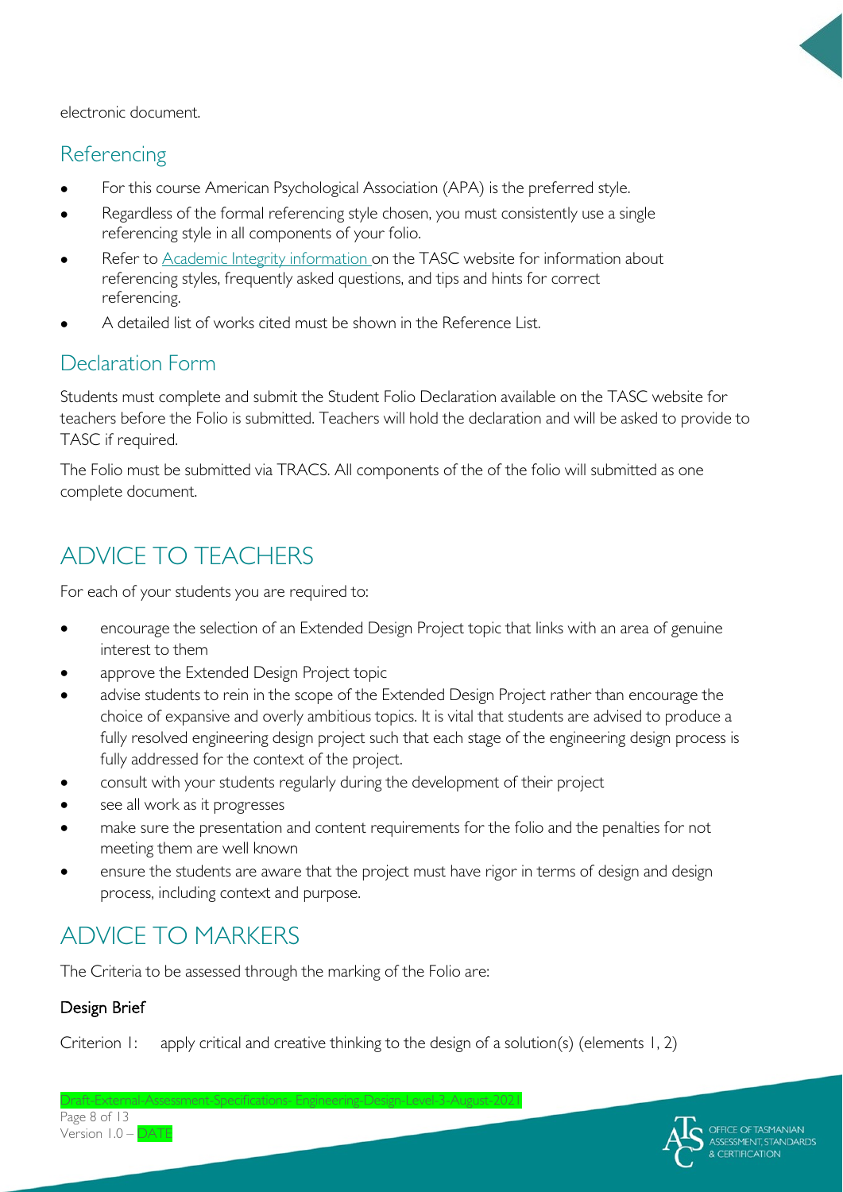electronic document.

## Referencing

- For this course American Psychological Association (APA) is the preferred style.
- Regardless of the formal referencing style chosen, you must consistently use a single referencing style in all components of your folio.
- Refer to Academic Integrity information on the TASC website for information about referencing styles, frequently asked questions, and tips and hints for correct referencing.
- A detailed list of works cited must be shown in the Reference List.

## Declaration Form

Students must complete and submit the Student Folio Declaration available on the TASC website for teachers before the Folio is submitted. Teachers will hold the declaration and will be asked to provide to TASC if required.

The Folio must be submitted via TRACS. All components of the of the folio will submitted as one complete document.

# ADVICE TO TEACHERS

For each of your students you are required to:

- encourage the selection of an Extended Design Project topic that links with an area of genuine interest to them
- approve the Extended Design Project topic
- advise students to rein in the scope of the Extended Design Project rather than encourage the choice of expansive and overly ambitious topics. It is vital that students are advised to produce a fully resolved engineering design project such that each stage of the engineering design process is fully addressed for the context of the project.
- consult with your students regularly during the development of their project
- see all work as it progresses
- make sure the presentation and content requirements for the folio and the penalties for not meeting them are well known
- ensure the students are aware that the project must have rigor in terms of design and design process, including context and purpose.

# ADVICE TO MARKERS

The Criteria to be assessed through the marking of the Folio are:

### Design Brief

Criterion 1: apply critical and creative thinking to the design of a solution(s) (elements 1, 2)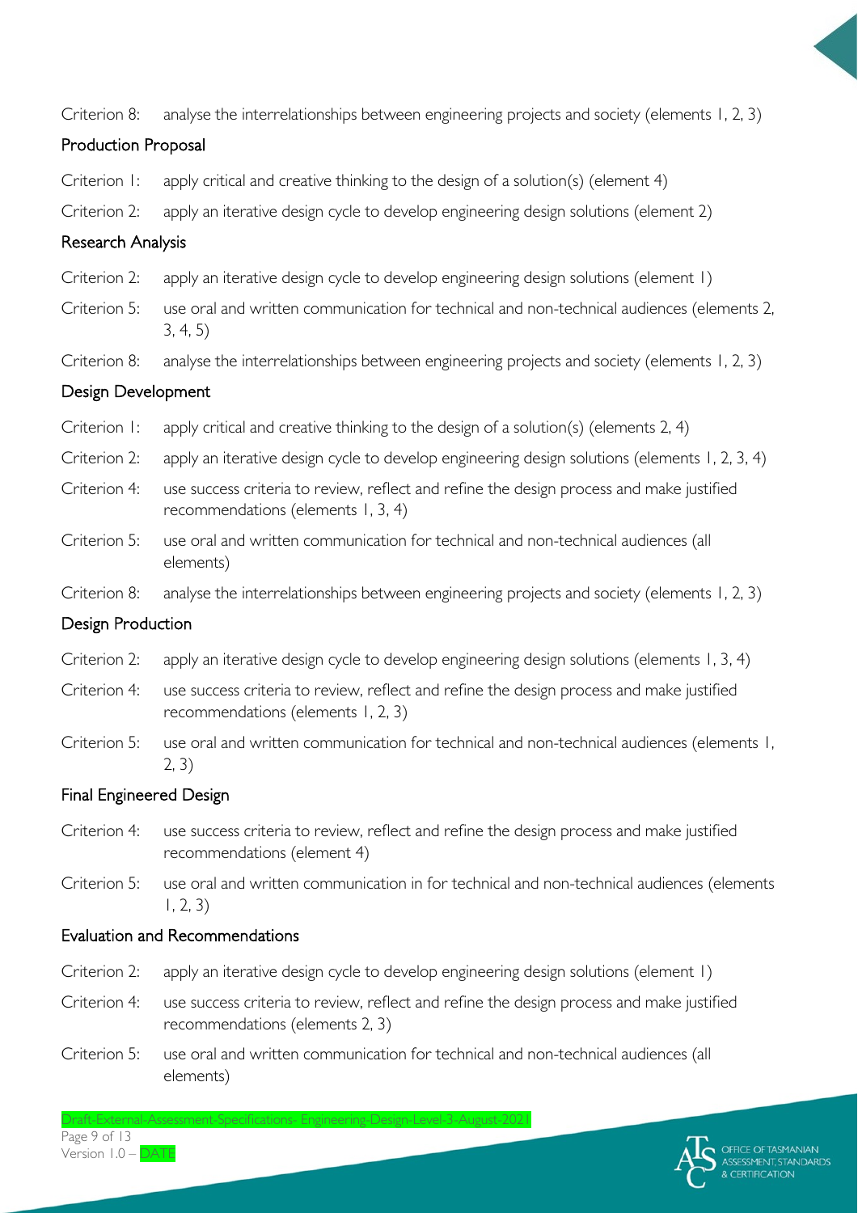Criterion 8: analyse the interrelationships between engineering projects and society (elements 1, 2, 3)

### Production Proposal

Criterion 1: apply critical and creative thinking to the design of a solution(s) (element 4)

Criterion 2: apply an iterative design cycle to develop engineering design solutions (element 2)

### Research Analysis

Criterion 2: apply an iterative design cycle to develop engineering design solutions (element 1)

Criterion 5: use oral and written communication for technical and non-technical audiences (elements 2, 3, 4, 5)

Criterion 8: analyse the interrelationships between engineering projects and society (elements 1, 2, 3)

### Design Development

Criterion 1: apply critical and creative thinking to the design of a solution(s) (elements 2, 4)

Criterion 2: apply an iterative design cycle to develop engineering design solutions (elements 1, 2, 3, 4)

Criterion 4: use success criteria to review, reflect and refine the design process and make justified recommendations (elements 1, 3, 4)

Criterion 5: use oral and written communication for technical and non-technical audiences (all elements)

Criterion 8: analyse the interrelationships between engineering projects and society (elements 1, 2, 3)

### Design Production

Criterion 2: apply an iterative design cycle to develop engineering design solutions (elements 1, 3, 4)

Criterion 4: use success criteria to review, reflect and refine the design process and make justified recommendations (elements 1, 2, 3)

Criterion 5: use oral and written communication for technical and non-technical audiences (elements 1, 2, 3)

### Final Engineered Design

Criterion 4: use success criteria to review, reflect and refine the design process and make justified recommendations (element 4)

Criterion 5: use oral and written communication in for technical and non-technical audiences (elements 1, 2, 3)

### Evaluation and Recommendations

Criterion 2: apply an iterative design cycle to develop engineering design solutions (element 1)

Criterion 4: use success criteria to review, reflect and refine the design process and make justified recommendations (elements 2, 3)

Criterion 5: use oral and written communication for technical and non-technical audiences (all elements)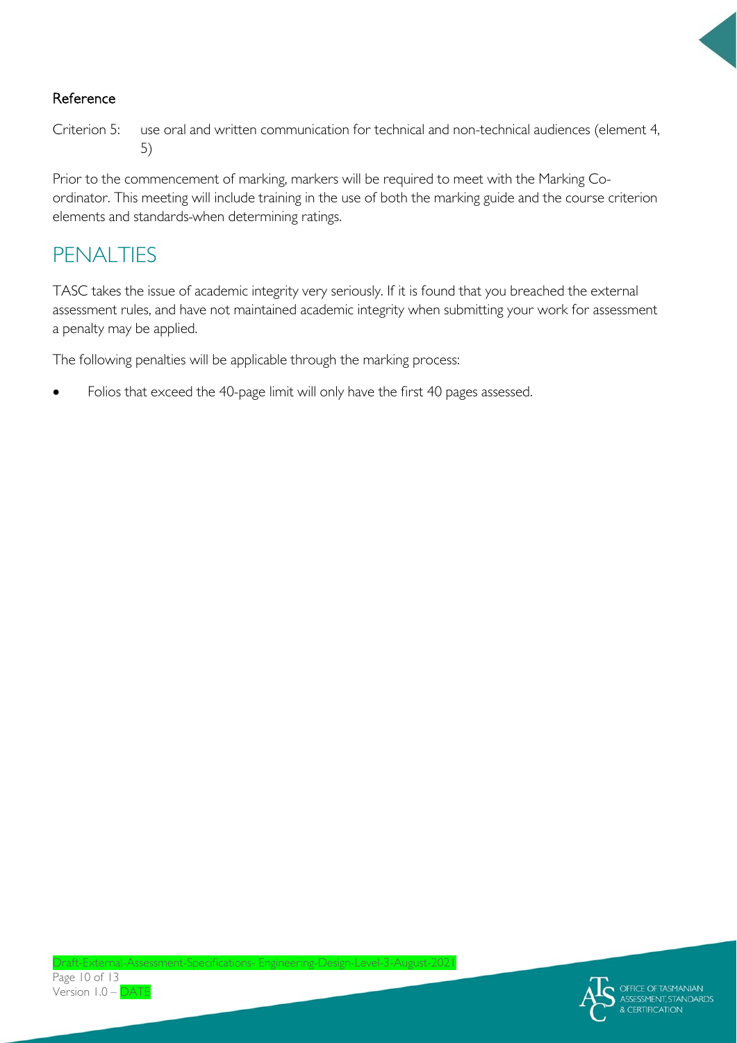#### Reference

Criterion 5: use oral and written communication for technical and non-technical audiences (element 4, 5)

Prior to the commencement of marking, markers will be required to meet with the Marking Co-ordinator. This meeting will include training in the use of both the marking guide and the course criterion elements and standards-when determining ratings.

## PENALTIES

TASC takes the issue of academic integrity very seriously. If it is found that you breached the external assessment rules, and have not maintained academic integrity when submitting your work for assessment a penalty may be applied.

The following penalties will be applicable through the marking process:

- Folios that exceed the 40-page limit will only have the first 40 pages assessed.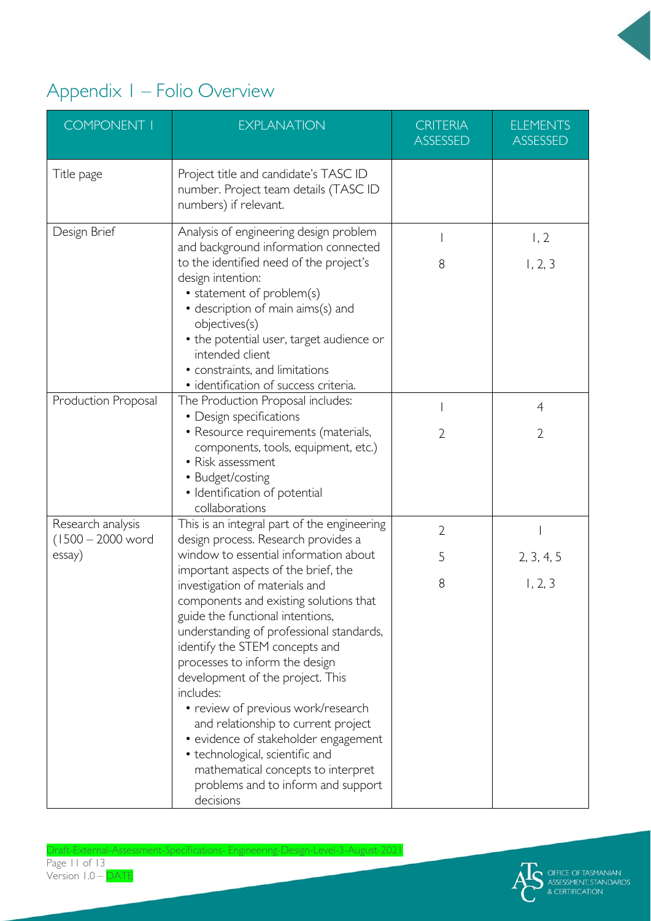# Appendix 1 – Folio Overview

| COMPONENT 1 | EXPLANATION | CRITERIA ASSESSED | ELEMENTS ASSESSED |
|---|---|---|---|
| Title page | Project title and candidate's TASC ID number. Project team details (TASC ID numbers) if relevant. | | |
| Design Brief | Analysis of engineering design problem and background information connected to the identified need of the project's design intention:<br>• statement of problem(s)<br>• description of main aims(s) and objectives(s)<br>• the potential user, target audience or intended client<br>• constraints, and limitations<br>• identification of success criteria. | 1<br>8 | 1, 2<br>1, 2, 3 |
| Production Proposal | The Production Proposal includes:<br>• Design specifications<br>• Resource requirements (materials, components, tools, equipment, etc.)<br>• Risk assessment<br>• Budget/costing<br>• Identification of potential collaborations | 1<br>2 | 4<br>2 |
| Research analysis (1500 – 2000 word essay) | This is an integral part of the engineering design process. Research provides a window to essential information about important aspects of the brief, the investigation of materials and components and existing solutions that guide the functional intentions, understanding of professional standards, identify the STEM concepts and processes to inform the design development of the project. This includes:<br>• review of previous work/research and relationship to current project<br>• evidence of stakeholder engagement<br>• technological, scientific and mathematical concepts to interpret problems and to inform and support decisions | 2<br>5<br>8 | 1<br>2, 3, 4, 5<br>1, 2, 3 |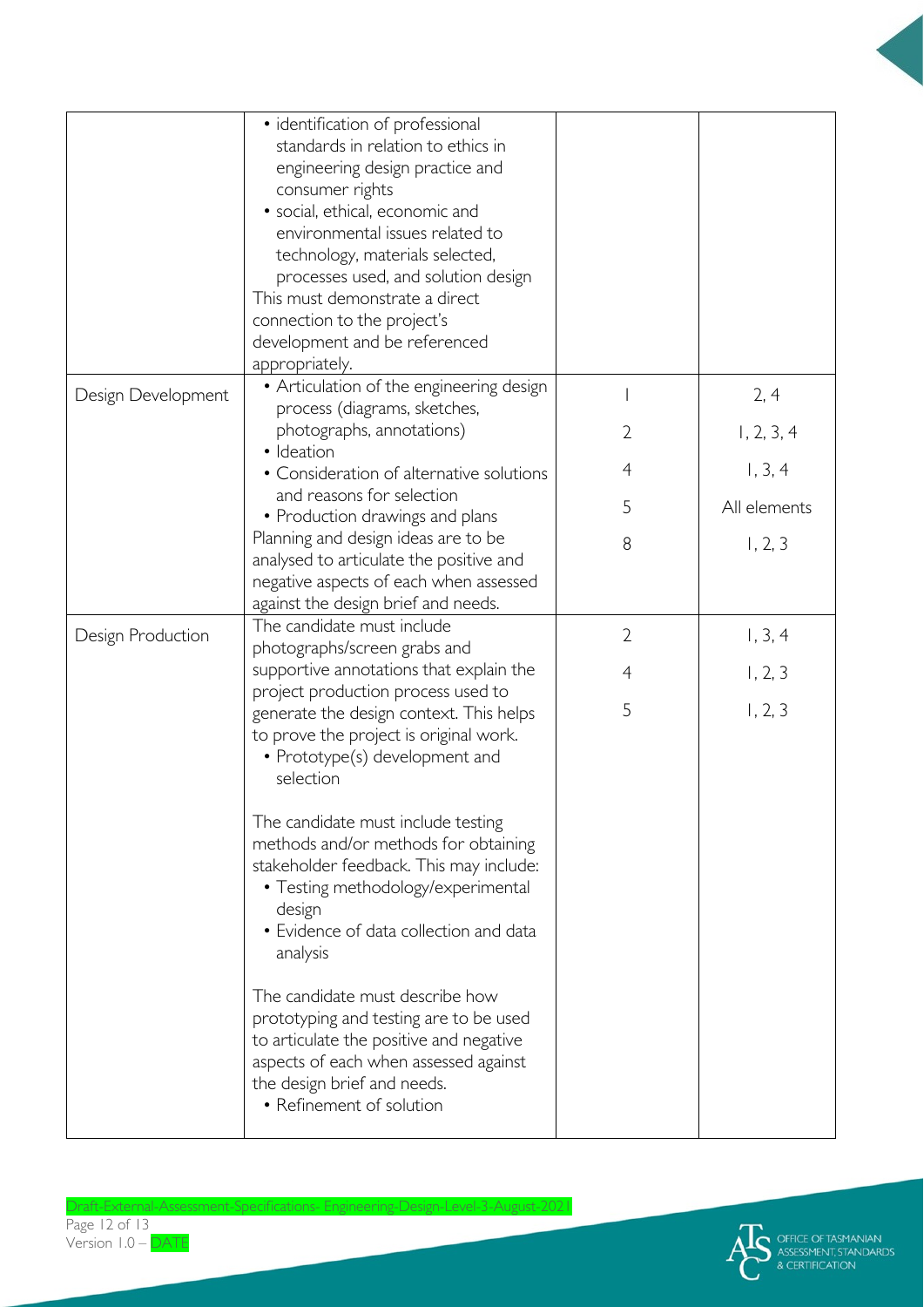| | | | |
|---|---|---|---|
| | • identification of professional standards in relation to ethics in engineering design practice and consumer rights<br>• social, ethical, economic and environmental issues related to technology, materials selected, processes used, and solution design<br>This must demonstrate a direct connection to the project's development and be referenced appropriately. | | |
| Design Development | • Articulation of the engineering design process (diagrams, sketches, photographs, annotations)<br>• Ideation<br>• Consideration of alternative solutions and reasons for selection<br>• Production drawings and plans<br>Planning and design ideas are to be analysed to articulate the positive and negative aspects of each when assessed against the design brief and needs. | 1<br>2<br>4<br>5<br>8 | 2, 4<br>1, 2, 3, 4<br>1, 3, 4<br>All elements<br>1, 2, 3 |
| Design Production | The candidate must include photographs/screen grabs and supportive annotations that explain the project production process used to generate the design context. This helps to prove the project is original work.<br>• Prototype(s) development and selection<br><br>The candidate must include testing methods and/or methods for obtaining stakeholder feedback. This may include:<br>• Testing methodology/experimental design<br>• Evidence of data collection and data analysis<br><br>The candidate must describe how prototyping and testing are to be used to articulate the positive and negative aspects of each when assessed against the design brief and needs.<br>• Refinement of solution | 2<br>4<br>5 | 1, 3, 4<br>1, 2, 3<br>1, 2, 3 |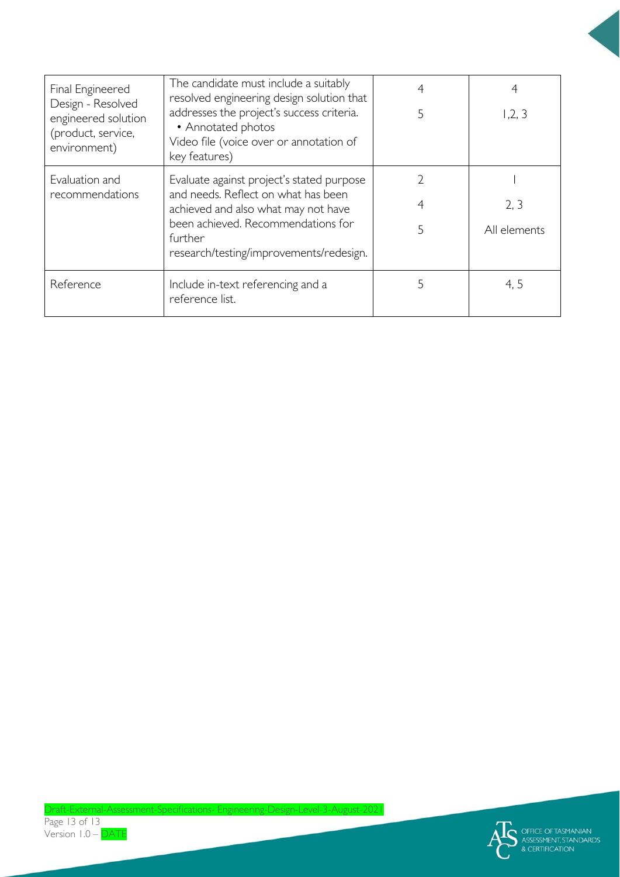| | | | |
|---|---|---|---|
| Final Engineered Design - Resolved engineered solution (product, service, environment) | The candidate must include a suitably resolved engineering design solution that addresses the project's success criteria.<br>• Annotated photos<br>Video file (voice over or annotation of key features) | 4<br>5 | 4<br>1,2, 3 |
| Evaluation and recommendations | Evaluate against project's stated purpose and needs. Reflect on what has been achieved and also what may not have been achieved. Recommendations for further research/testing/improvements/redesign. | 2<br>4<br>5 | 1<br>2, 3<br>All elements |
| Reference | Include in-text referencing and a reference list. | 5 | 4, 5 |